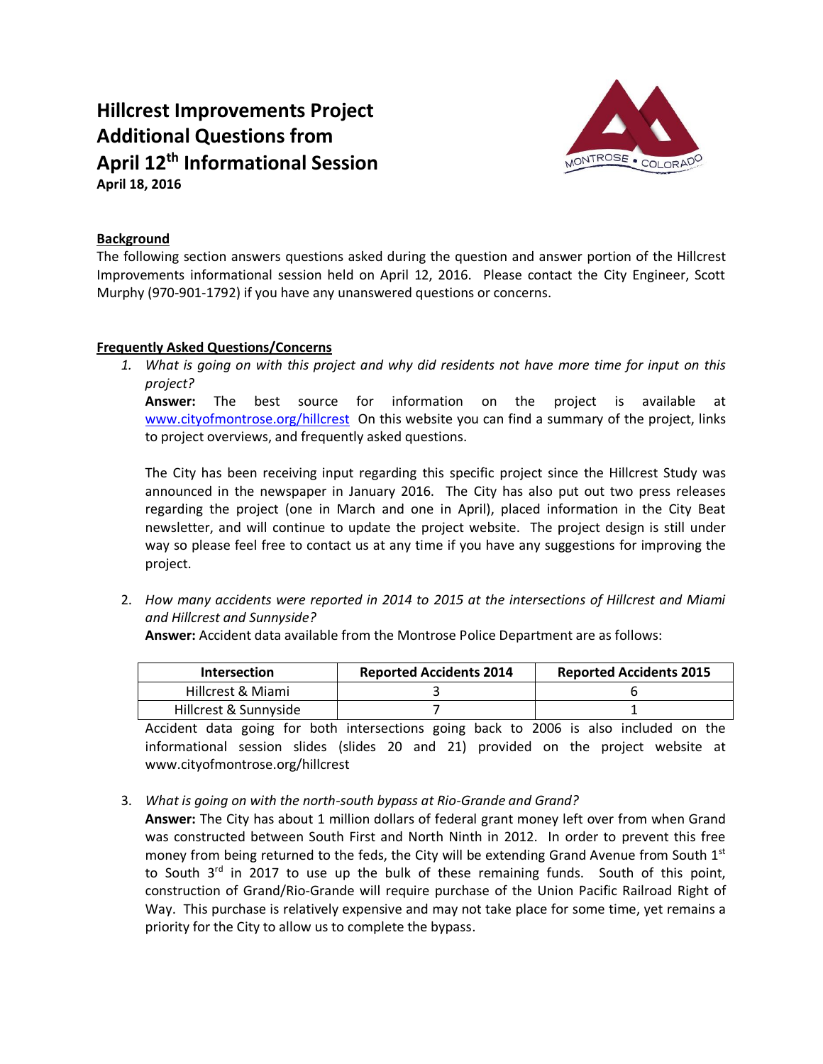# Hillcrest Improvements Project Additional Questions from April 12th Informational Session

**April 18, 2016**

## Background

The following section answers questions asked during the question and answer portion of the Hillcrest Improvements informational session held on April 12, 2016. Please contact the City Engineer, Scott Murphy (970-901-1792) if you have any unanswered questions or concerns.

## Frequently Asked Questions/Concerns

1. *What is going on with this project and why did residents not have more time for input on this project?*

   **Answer:** The best source for information on the project is available at www.cityofmontrose.org/hillcrest On this website you can find a summary of the project, links to project overviews, and frequently asked questions.

   The City has been receiving input regarding this specific project since the Hillcrest Study was announced in the newspaper in January 2016. The City has also put out two press releases regarding the project (one in March and one in April), placed information in the City Beat newsletter, and will continue to update the project website. The project design is still under way so please feel free to contact us at any time if you have any suggestions for improving the project.

2. *How many accidents were reported in 2014 to 2015 at the intersections of Hillcrest and Miami and Hillcrest and Sunnyside?*

   **Answer:** Accident data available from the Montrose Police Department are as follows:

   | Intersection | Reported Accidents 2014 | Reported Accidents 2015 |
   |---|---|---|
   | Hillcrest & Miami | 3 | 6 |
   | Hillcrest & Sunnyside | 7 | 1 |

   Accident data going for both intersections going back to 2006 is also included on the informational session slides (slides 20 and 21) provided on the project website at www.cityofmontrose.org/hillcrest

3. *What is going on with the north-south bypass at Rio-Grande and Grand?*

   **Answer:** The City has about 1 million dollars of federal grant money left over from when Grand was constructed between South First and North Ninth in 2012. In order to prevent this free money from being returned to the feds, the City will be extending Grand Avenue from South 1st to South 3rd in 2017 to use up the bulk of these remaining funds. South of this point, construction of Grand/Rio-Grande will require purchase of the Union Pacific Railroad Right of Way. This purchase is relatively expensive and may not take place for some time, yet remains a priority for the City to allow us to complete the bypass.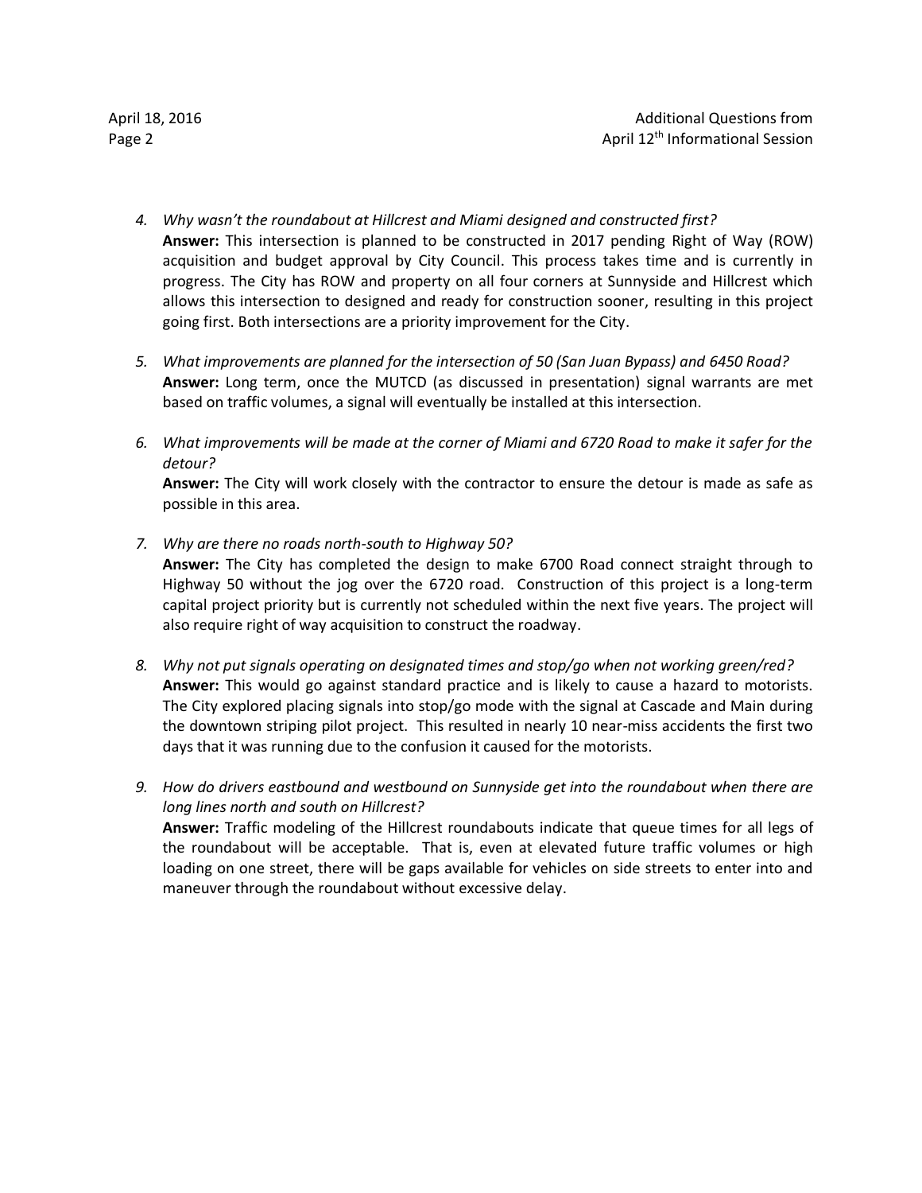4. *Why wasn't the roundabout at Hillcrest and Miami designed and constructed first?*
   **Answer:** This intersection is planned to be constructed in 2017 pending Right of Way (ROW) acquisition and budget approval by City Council. This process takes time and is currently in progress. The City has ROW and property on all four corners at Sunnyside and Hillcrest which allows this intersection to designed and ready for construction sooner, resulting in this project going first. Both intersections are a priority improvement for the City.

5. *What improvements are planned for the intersection of 50 (San Juan Bypass) and 6450 Road?*
   **Answer:** Long term, once the MUTCD (as discussed in presentation) signal warrants are met based on traffic volumes, a signal will eventually be installed at this intersection.

6. *What improvements will be made at the corner of Miami and 6720 Road to make it safer for the detour?*
   **Answer:** The City will work closely with the contractor to ensure the detour is made as safe as possible in this area.

7. *Why are there no roads north-south to Highway 50?*
   **Answer:** The City has completed the design to make 6700 Road connect straight through to Highway 50 without the jog over the 6720 road. Construction of this project is a long-term capital project priority but is currently not scheduled within the next five years. The project will also require right of way acquisition to construct the roadway.

8. *Why not put signals operating on designated times and stop/go when not working green/red?*
   **Answer:** This would go against standard practice and is likely to cause a hazard to motorists. The City explored placing signals into stop/go mode with the signal at Cascade and Main during the downtown striping pilot project. This resulted in nearly 10 near-miss accidents the first two days that it was running due to the confusion it caused for the motorists.

9. *How do drivers eastbound and westbound on Sunnyside get into the roundabout when there are long lines north and south on Hillcrest?*
   **Answer:** Traffic modeling of the Hillcrest roundabouts indicate that queue times for all legs of the roundabout will be acceptable. That is, even at elevated future traffic volumes or high loading on one street, there will be gaps available for vehicles on side streets to enter into and maneuver through the roundabout without excessive delay.